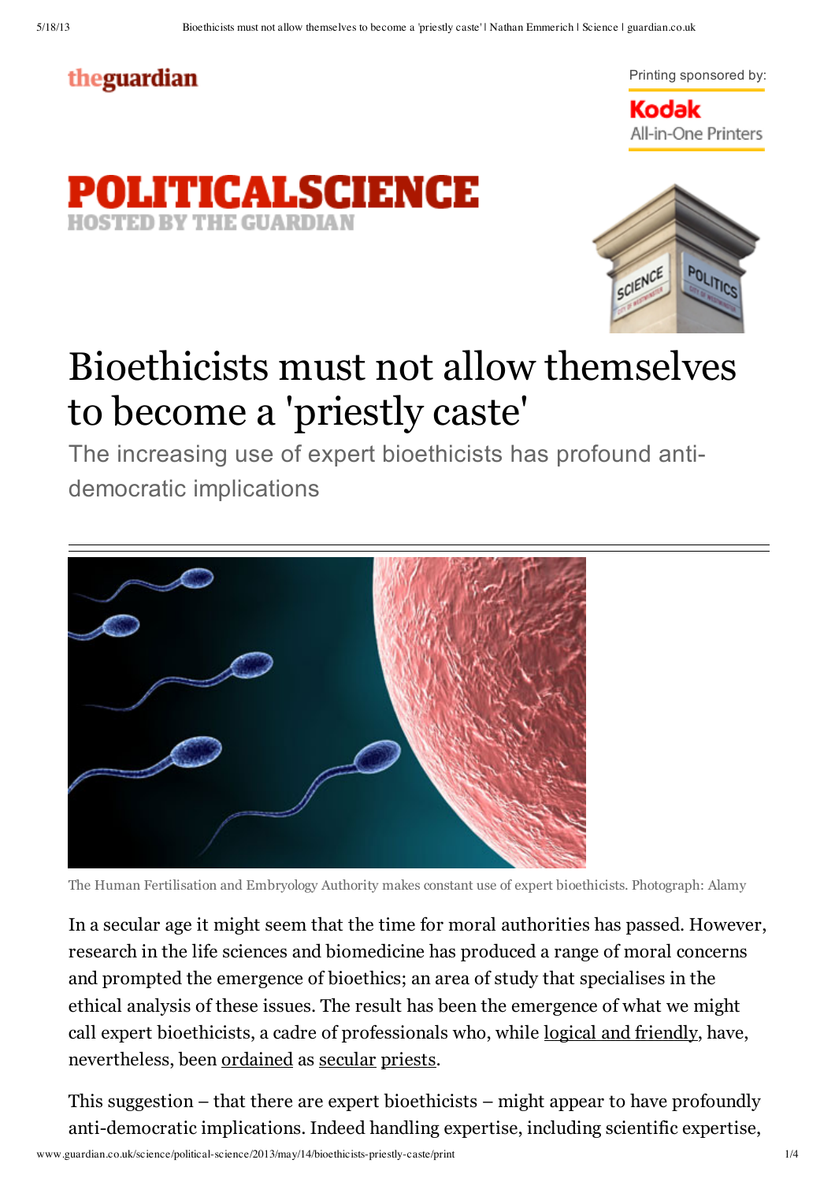theguardian

Printing sponsored by:

Kodak All-in-One Printers

POLITICALSCIENCE
HOSTED BY THE GUARDIAN

# Bioethicists must not allow themselves to become a 'priestly caste'

## The increasing use of expert bioethicists has profound anti-democratic implications

The Human Fertilisation and Embryology Authority makes constant use of expert bioethicists. Photograph: Alamy

In a secular age it might seem that the time for moral authorities has passed. However, research in the life sciences and biomedicine has produced a range of moral concerns and prompted the emergence of bioethics; an area of study that specialises in the ethical analysis of these issues. The result has been the emergence of what we might call expert bioethicists, a cadre of professionals who, while logical and friendly, have, nevertheless, been ordained as secular priests.

This suggestion – that there are expert bioethicists – might appear to have profoundly anti-democratic implications. Indeed handling expertise, including scientific expertise,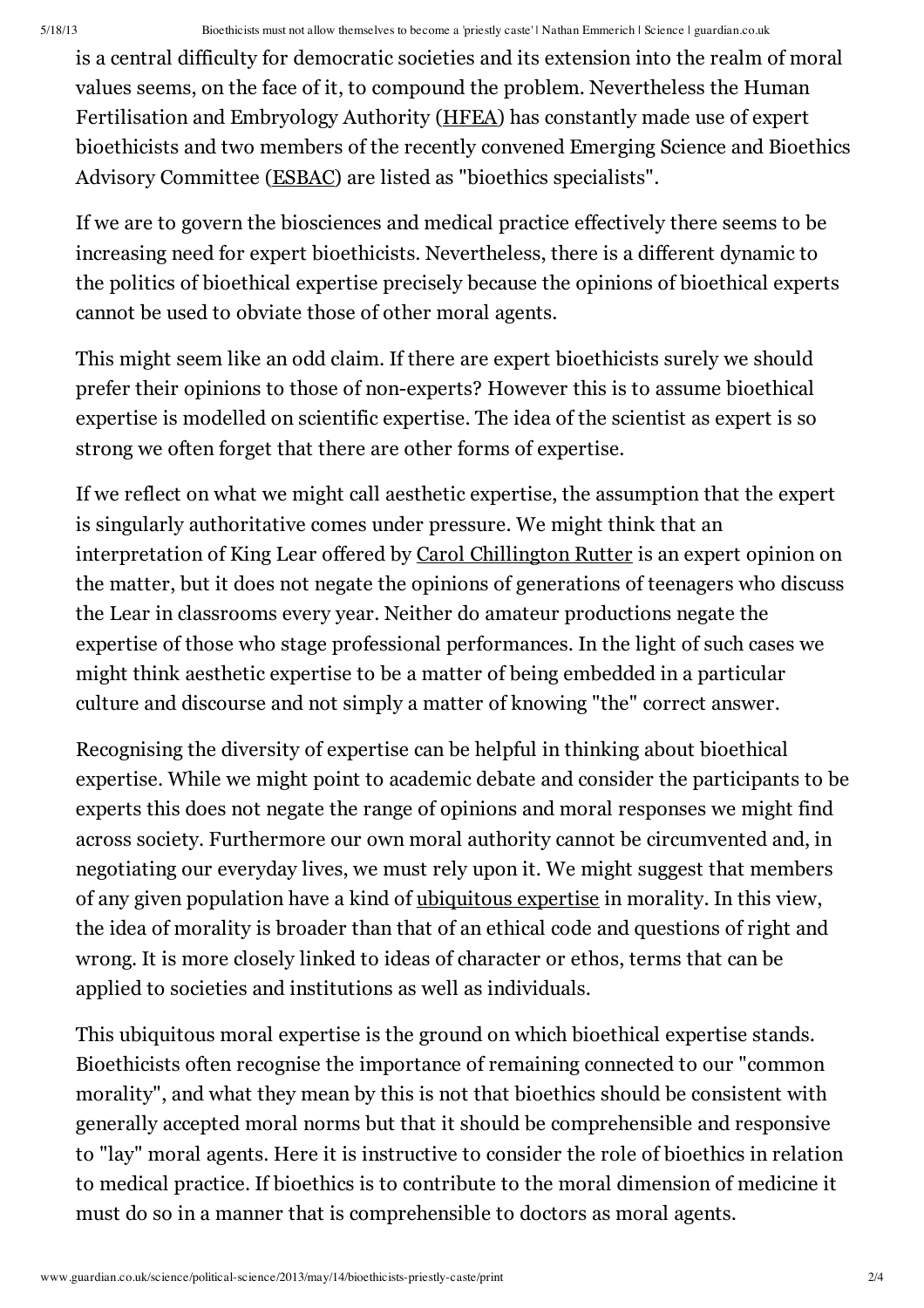is a central difficulty for democratic societies and its extension into the realm of moral values seems, on the face of it, to compound the problem. Nevertheless the Human Fertilisation and Embryology Authority (HFEA) has constantly made use of expert bioethicists and two members of the recently convened Emerging Science and Bioethics Advisory Committee (ESBAC) are listed as "bioethics specialists".

If we are to govern the biosciences and medical practice effectively there seems to be increasing need for expert bioethicists. Nevertheless, there is a different dynamic to the politics of bioethical expertise precisely because the opinions of bioethical experts cannot be used to obviate those of other moral agents.

This might seem like an odd claim. If there are expert bioethicists surely we should prefer their opinions to those of non-experts? However this is to assume bioethical expertise is modelled on scientific expertise. The idea of the scientist as expert is so strong we often forget that there are other forms of expertise.

If we reflect on what we might call aesthetic expertise, the assumption that the expert is singularly authoritative comes under pressure. We might think that an interpretation of King Lear offered by Carol Chillington Rutter is an expert opinion on the matter, but it does not negate the opinions of generations of teenagers who discuss the Lear in classrooms every year. Neither do amateur productions negate the expertise of those who stage professional performances. In the light of such cases we might think aesthetic expertise to be a matter of being embedded in a particular culture and discourse and not simply a matter of knowing "the" correct answer.

Recognising the diversity of expertise can be helpful in thinking about bioethical expertise. While we might point to academic debate and consider the participants to be experts this does not negate the range of opinions and moral responses we might find across society. Furthermore our own moral authority cannot be circumvented and, in negotiating our everyday lives, we must rely upon it. We might suggest that members of any given population have a kind of ubiquitous expertise in morality. In this view, the idea of morality is broader than that of an ethical code and questions of right and wrong. It is more closely linked to ideas of character or ethos, terms that can be applied to societies and institutions as well as individuals.

This ubiquitous moral expertise is the ground on which bioethical expertise stands. Bioethicists often recognise the importance of remaining connected to our "common morality", and what they mean by this is not that bioethics should be consistent with generally accepted moral norms but that it should be comprehensible and responsive to "lay" moral agents. Here it is instructive to consider the role of bioethics in relation to medical practice. If bioethics is to contribute to the moral dimension of medicine it must do so in a manner that is comprehensible to doctors as moral agents.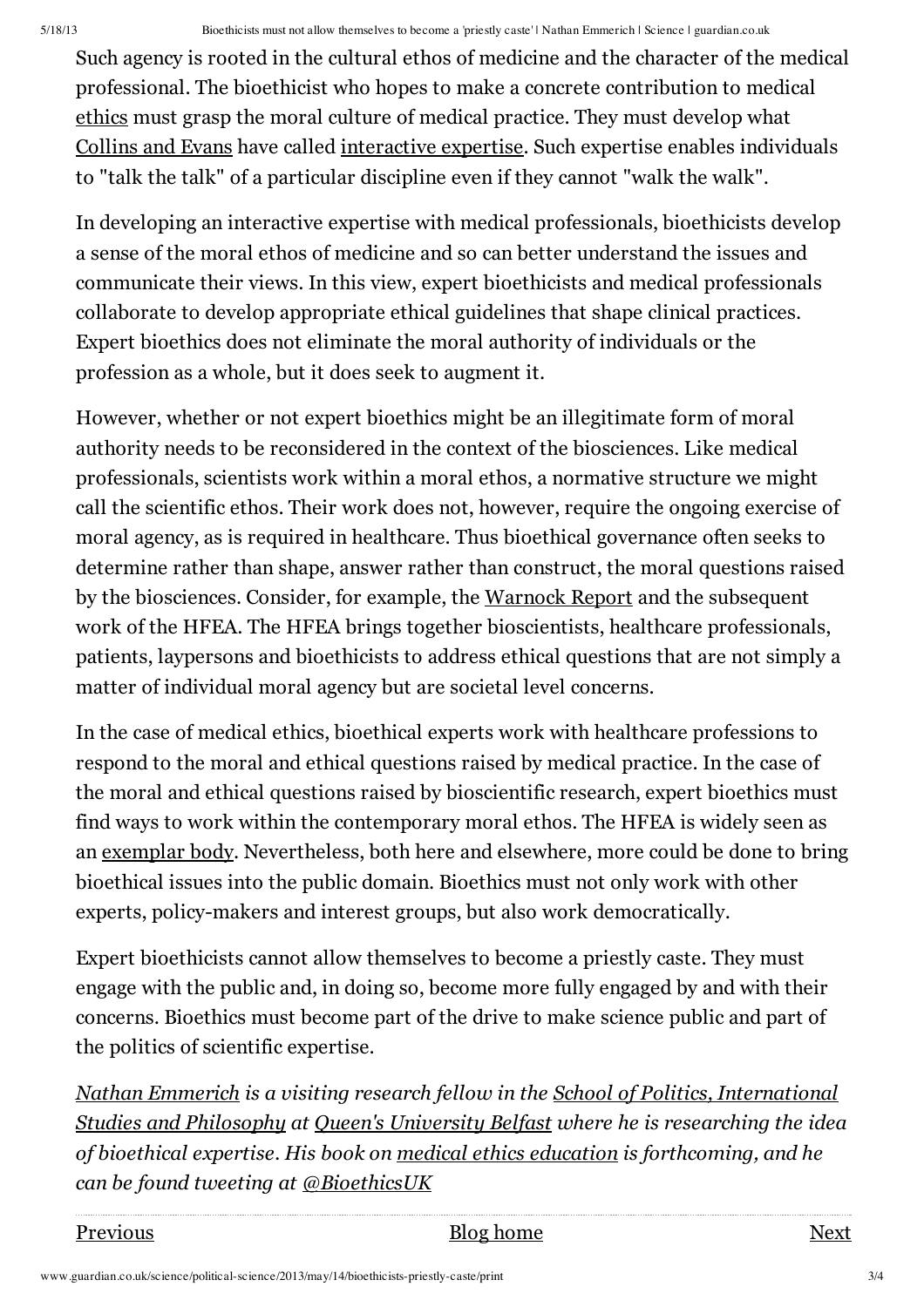Such agency is rooted in the cultural ethos of medicine and the character of the medical professional. The bioethicist who hopes to make a concrete contribution to medical ethics must grasp the moral culture of medical practice. They must develop what Collins and Evans have called interactive expertise. Such expertise enables individuals to "talk the talk" of a particular discipline even if they cannot "walk the walk".

In developing an interactive expertise with medical professionals, bioethicists develop a sense of the moral ethos of medicine and so can better understand the issues and communicate their views. In this view, expert bioethicists and medical professionals collaborate to develop appropriate ethical guidelines that shape clinical practices. Expert bioethics does not eliminate the moral authority of individuals or the profession as a whole, but it does seek to augment it.

However, whether or not expert bioethics might be an illegitimate form of moral authority needs to be reconsidered in the context of the biosciences. Like medical professionals, scientists work within a moral ethos, a normative structure we might call the scientific ethos. Their work does not, however, require the ongoing exercise of moral agency, as is required in healthcare. Thus bioethical governance often seeks to determine rather than shape, answer rather than construct, the moral questions raised by the biosciences. Consider, for example, the Warnock Report and the subsequent work of the HFEA. The HFEA brings together bioscientists, healthcare professionals, patients, laypersons and bioethicists to address ethical questions that are not simply a matter of individual moral agency but are societal level concerns.

In the case of medical ethics, bioethical experts work with healthcare professions to respond to the moral and ethical questions raised by medical practice. In the case of the moral and ethical questions raised by bioscientific research, expert bioethics must find ways to work within the contemporary moral ethos. The HFEA is widely seen as an exemplar body. Nevertheless, both here and elsewhere, more could be done to bring bioethical issues into the public domain. Bioethics must not only work with other experts, policy-makers and interest groups, but also work democratically.

Expert bioethicists cannot allow themselves to become a priestly caste. They must engage with the public and, in doing so, become more fully engaged by and with their concerns. Bioethics must become part of the drive to make science public and part of the politics of scientific expertise.

*Nathan Emmerich is a visiting research fellow in the School of Politics, International Studies and Philosophy at Queen's University Belfast where he is researching the idea of bioethical expertise. His book on medical ethics education is forthcoming, and he can be found tweeting at @BioethicsUK*

Previous | Blog home | Next